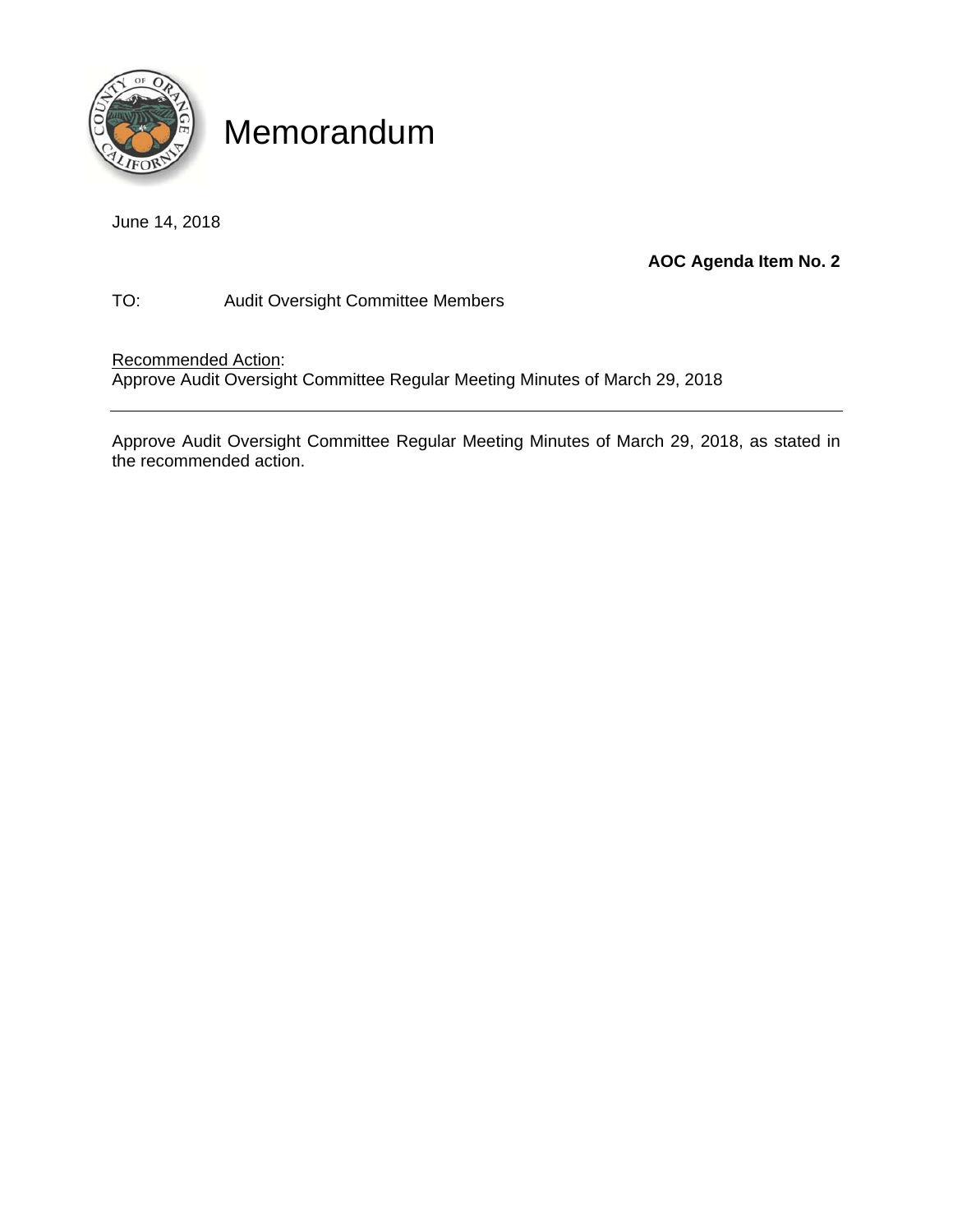# Memorandum

June 14, 2018

**AOC Agenda Item No. 2**

TO: Audit Oversight Committee Members

Recommended Action:
Approve Audit Oversight Committee Regular Meeting Minutes of March 29, 2018

---

Approve Audit Oversight Committee Regular Meeting Minutes of March 29, 2018, as stated in the recommended action.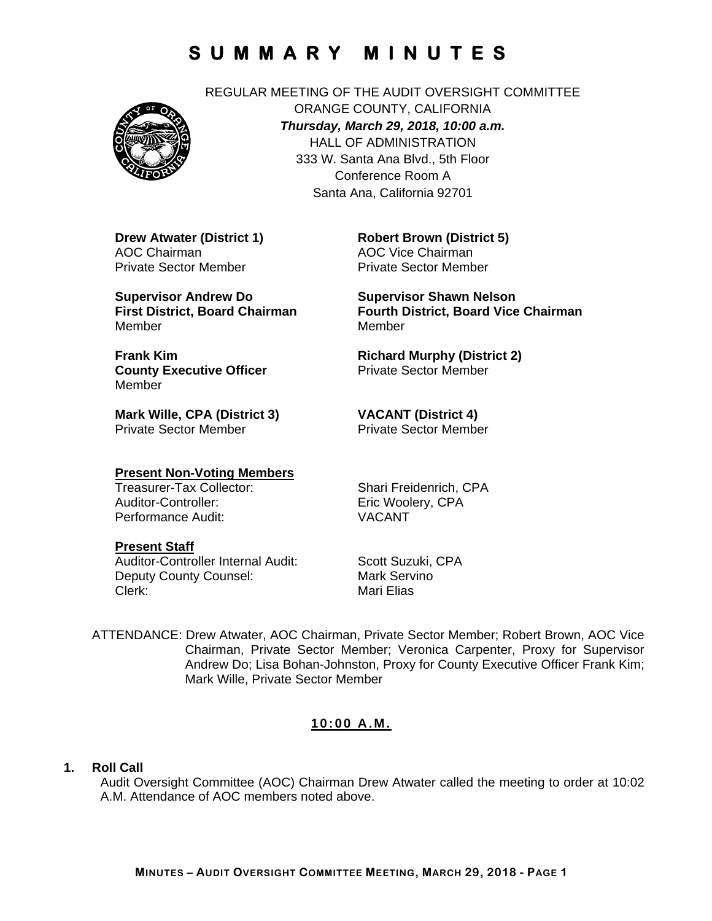# SUMMARY MINUTES

REGULAR MEETING OF THE AUDIT OVERSIGHT COMMITTEE
ORANGE COUNTY, CALIFORNIA
***Thursday, March 29, 2018, 10:00 a.m.***
HALL OF ADMINISTRATION
333 W. Santa Ana Blvd., 5th Floor
Conference Room A
Santa Ana, California 92701

**Drew Atwater (District 1)**
AOC Chairman
Private Sector Member

**Robert Brown (District 5)**
AOC Vice Chairman
Private Sector Member

**Supervisor Andrew Do**
**First District, Board Chairman**
Member

**Supervisor Shawn Nelson**
**Fourth District, Board Vice Chairman**
Member

**Frank Kim**
**County Executive Officer**
Member

**Richard Murphy (District 2)**
Private Sector Member

**Mark Wille, CPA (District 3)**
Private Sector Member

**VACANT (District 4)**
Private Sector Member

**Present Non-Voting Members**

| | |
|---|---|
| Treasurer-Tax Collector: | Shari Freidenrich, CPA |
| Auditor-Controller: | Eric Woolery, CPA |
| Performance Audit: | VACANT |

**Present Staff**

| | |
|---|---|
| Auditor-Controller Internal Audit: | Scott Suzuki, CPA |
| Deputy County Counsel: | Mark Servino |
| Clerk: | Mari Elias |

ATTENDANCE: Drew Atwater, AOC Chairman, Private Sector Member; Robert Brown, AOC Vice Chairman, Private Sector Member; Veronica Carpenter, Proxy for Supervisor Andrew Do; Lisa Bohan-Johnston, Proxy for County Executive Officer Frank Kim; Mark Wille, Private Sector Member

**10:00 A.M.**

**1. Roll Call**

Audit Oversight Committee (AOC) Chairman Drew Atwater called the meeting to order at 10:02 A.M. Attendance of AOC members noted above.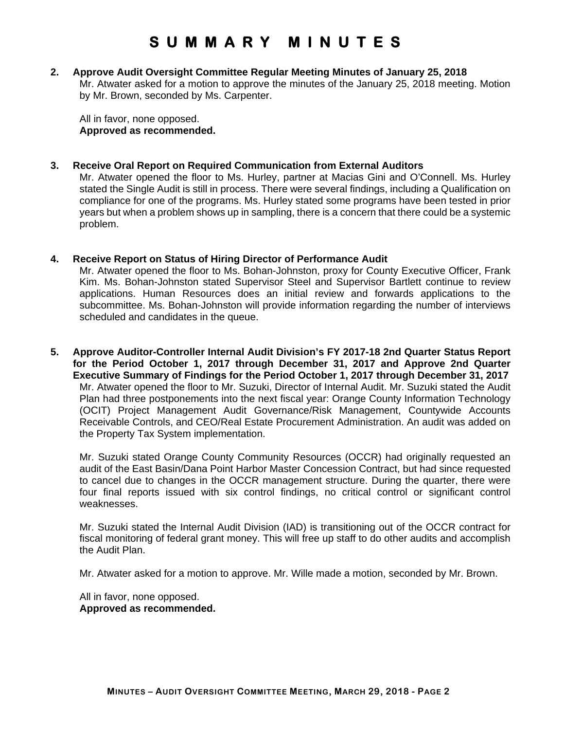# SUMMARY MINUTES

**2. Approve Audit Oversight Committee Regular Meeting Minutes of January 25, 2018**

Mr. Atwater asked for a motion to approve the minutes of the January 25, 2018 meeting. Motion by Mr. Brown, seconded by Ms. Carpenter.

All in favor, none opposed.
**Approved as recommended.**

**3. Receive Oral Report on Required Communication from External Auditors**

Mr. Atwater opened the floor to Ms. Hurley, partner at Macias Gini and O'Connell. Ms. Hurley stated the Single Audit is still in process. There were several findings, including a Qualification on compliance for one of the programs. Ms. Hurley stated some programs have been tested in prior years but when a problem shows up in sampling, there is a concern that there could be a systemic problem.

**4. Receive Report on Status of Hiring Director of Performance Audit**

Mr. Atwater opened the floor to Ms. Bohan-Johnston, proxy for County Executive Officer, Frank Kim. Ms. Bohan-Johnston stated Supervisor Steel and Supervisor Bartlett continue to review applications. Human Resources does an initial review and forwards applications to the subcommittee. Ms. Bohan-Johnston will provide information regarding the number of interviews scheduled and candidates in the queue.

**5. Approve Auditor-Controller Internal Audit Division's FY 2017-18 2nd Quarter Status Report for the Period October 1, 2017 through December 31, 2017 and Approve 2nd Quarter Executive Summary of Findings for the Period October 1, 2017 through December 31, 2017**

Mr. Atwater opened the floor to Mr. Suzuki, Director of Internal Audit. Mr. Suzuki stated the Audit Plan had three postponements into the next fiscal year: Orange County Information Technology (OCIT) Project Management Audit Governance/Risk Management, Countywide Accounts Receivable Controls, and CEO/Real Estate Procurement Administration. An audit was added on the Property Tax System implementation.

Mr. Suzuki stated Orange County Community Resources (OCCR) had originally requested an audit of the East Basin/Dana Point Harbor Master Concession Contract, but had since requested to cancel due to changes in the OCCR management structure. During the quarter, there were four final reports issued with six control findings, no critical control or significant control weaknesses.

Mr. Suzuki stated the Internal Audit Division (IAD) is transitioning out of the OCCR contract for fiscal monitoring of federal grant money. This will free up staff to do other audits and accomplish the Audit Plan.

Mr. Atwater asked for a motion to approve. Mr. Wille made a motion, seconded by Mr. Brown.

All in favor, none opposed.
**Approved as recommended.**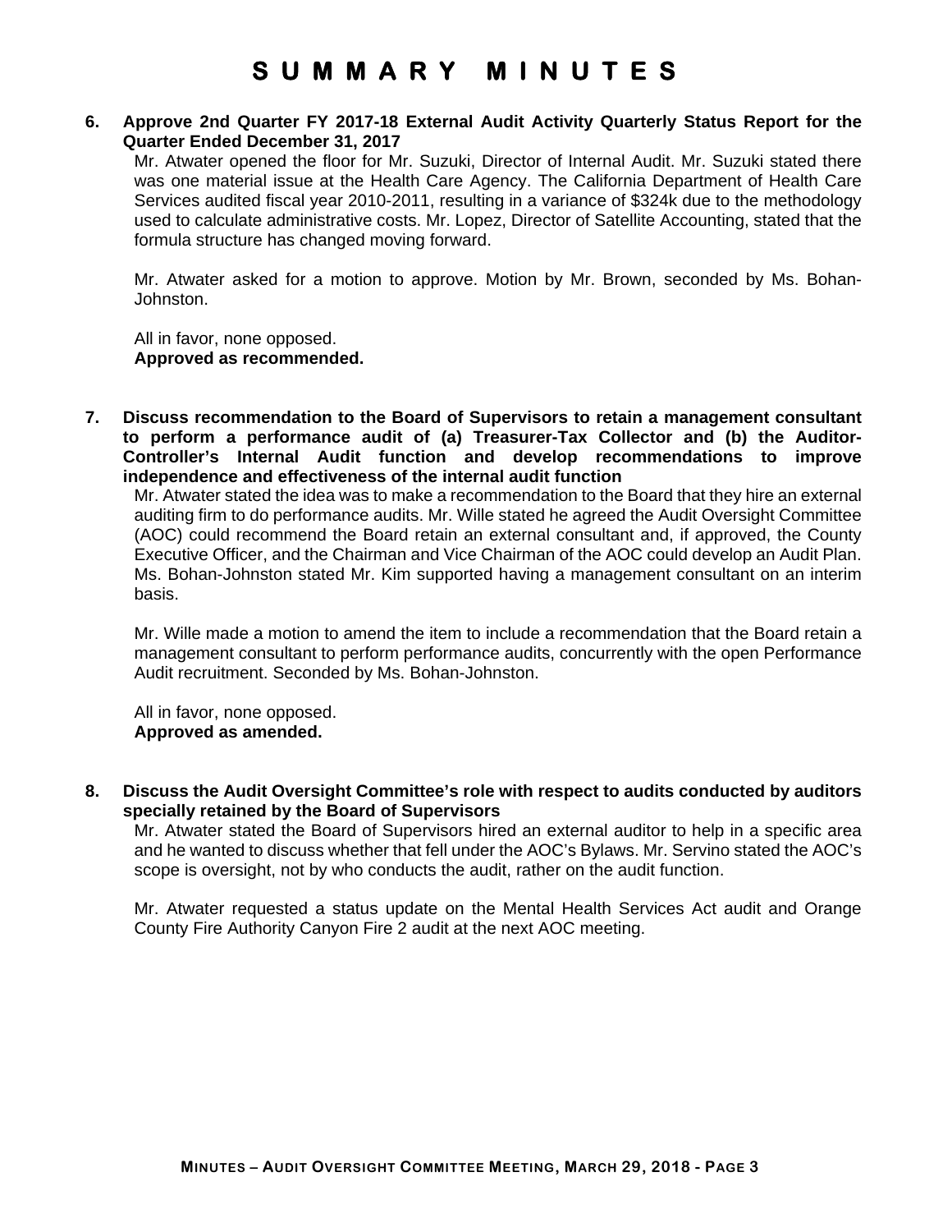# SUMMARY MINUTES

**6. Approve 2nd Quarter FY 2017-18 External Audit Activity Quarterly Status Report for the Quarter Ended December 31, 2017**

Mr. Atwater opened the floor for Mr. Suzuki, Director of Internal Audit. Mr. Suzuki stated there was one material issue at the Health Care Agency. The California Department of Health Care Services audited fiscal year 2010-2011, resulting in a variance of $324k due to the methodology used to calculate administrative costs. Mr. Lopez, Director of Satellite Accounting, stated that the formula structure has changed moving forward.

Mr. Atwater asked for a motion to approve. Motion by Mr. Brown, seconded by Ms. Bohan-Johnston.

All in favor, none opposed.
**Approved as recommended.**

**7. Discuss recommendation to the Board of Supervisors to retain a management consultant to perform a performance audit of (a) Treasurer-Tax Collector and (b) the Auditor-Controller's Internal Audit function and develop recommendations to improve independence and effectiveness of the internal audit function**

Mr. Atwater stated the idea was to make a recommendation to the Board that they hire an external auditing firm to do performance audits. Mr. Wille stated he agreed the Audit Oversight Committee (AOC) could recommend the Board retain an external consultant and, if approved, the County Executive Officer, and the Chairman and Vice Chairman of the AOC could develop an Audit Plan. Ms. Bohan-Johnston stated Mr. Kim supported having a management consultant on an interim basis.

Mr. Wille made a motion to amend the item to include a recommendation that the Board retain a management consultant to perform performance audits, concurrently with the open Performance Audit recruitment. Seconded by Ms. Bohan-Johnston.

All in favor, none opposed.
**Approved as amended.**

**8. Discuss the Audit Oversight Committee's role with respect to audits conducted by auditors specially retained by the Board of Supervisors**

Mr. Atwater stated the Board of Supervisors hired an external auditor to help in a specific area and he wanted to discuss whether that fell under the AOC's Bylaws. Mr. Servino stated the AOC's scope is oversight, not by who conducts the audit, rather on the audit function.

Mr. Atwater requested a status update on the Mental Health Services Act audit and Orange County Fire Authority Canyon Fire 2 audit at the next AOC meeting.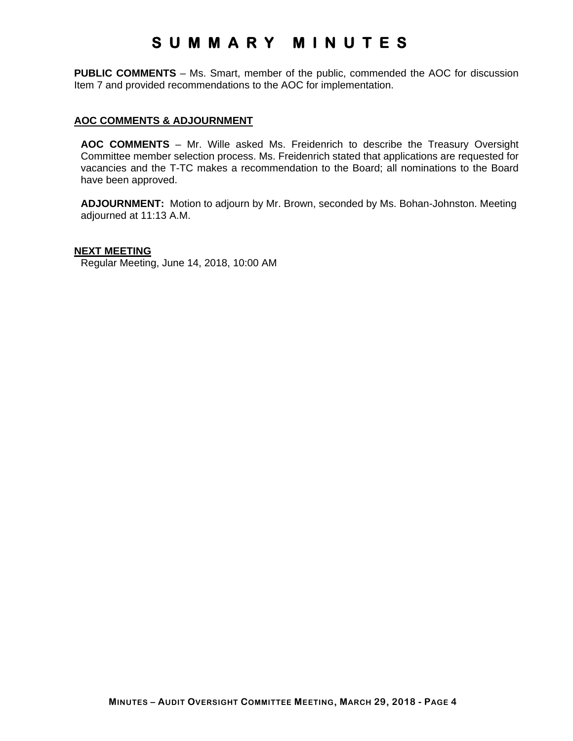# SUMMARY MINUTES

**PUBLIC COMMENTS** – Ms. Smart, member of the public, commended the AOC for discussion Item 7 and provided recommendations to the AOC for implementation.

## AOC COMMENTS & ADJOURNMENT

**AOC COMMENTS** – Mr. Wille asked Ms. Freidenrich to describe the Treasury Oversight Committee member selection process. Ms. Freidenrich stated that applications are requested for vacancies and the T-TC makes a recommendation to the Board; all nominations to the Board have been approved.

**ADJOURNMENT:** Motion to adjourn by Mr. Brown, seconded by Ms. Bohan-Johnston. Meeting adjourned at 11:13 A.M.

## NEXT MEETING

Regular Meeting, June 14, 2018, 10:00 AM